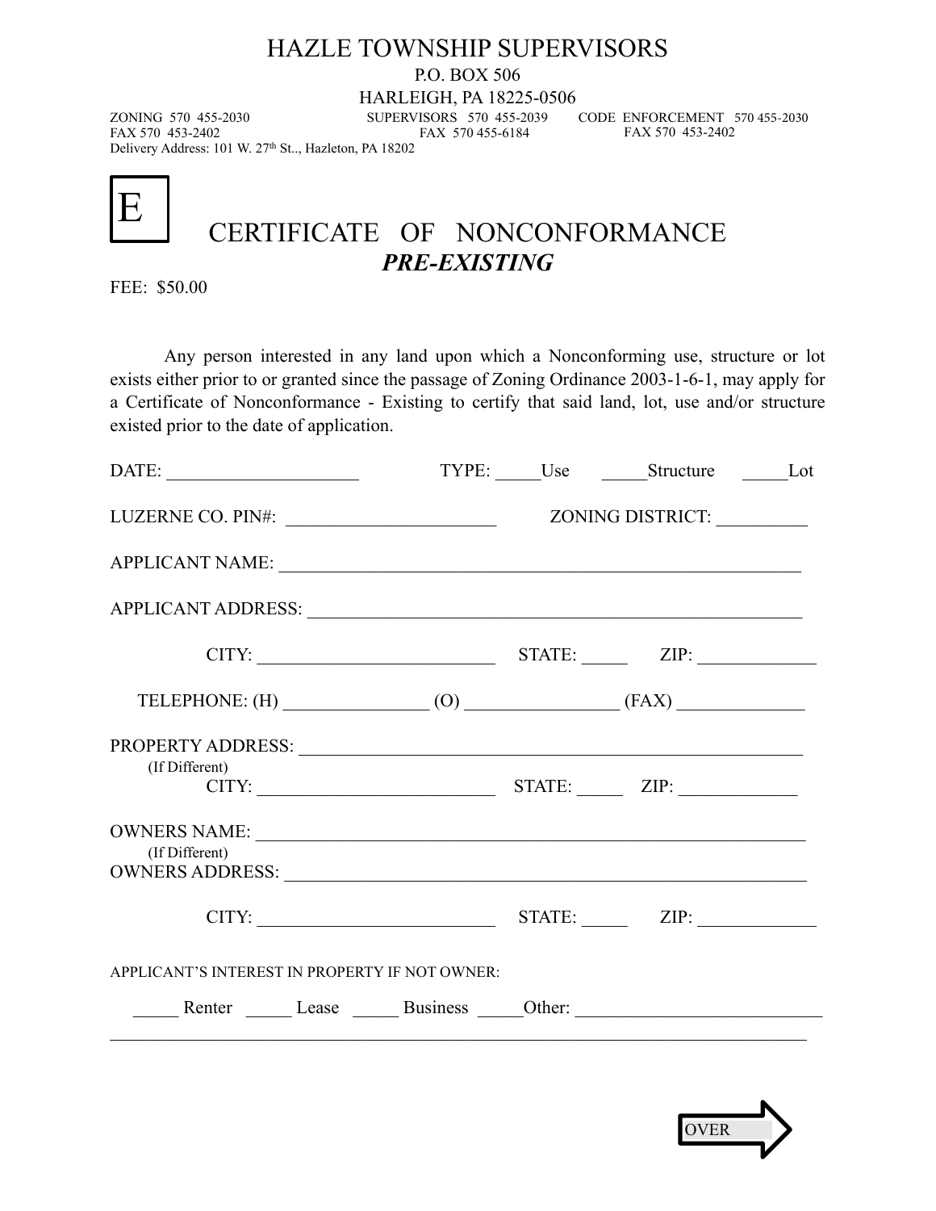# HAZLE TOWNSHIP SUPERVISORS

P.O. BOX 506
HARLEIGH, PA 18225-0506

ZONING 570 455-2030 SUPERVISORS 570 455-2039 CODE ENFORCEMENT 570 455-2030
FAX 570 453-2402 FAX 570 455-6184 FAX 570 453-2402
Delivery Address: 101 W. 27th St.., Hazleton, PA 18202

E

## CERTIFICATE OF NONCONFORMANCE
### *PRE-EXISTING*

FEE: $50.00

Any person interested in any land upon which a Nonconforming use, structure or lot exists either prior to or granted since the passage of Zoning Ordinance 2003-1-6-1, may apply for a Certificate of Nonconformance - Existing to certify that said land, lot, use and/or structure existed prior to the date of application.

DATE: ____________________ TYPE: _____Use _____Structure _____Lot

LUZERNE CO. PIN#: ______________________ ZONING DISTRICT: __________

APPLICANT NAME: ____________________________________________________________

APPLICANT ADDRESS: _________________________________________________________

CITY: __________________________ STATE: _____ ZIP: _____________

TELEPHONE: (H) ________________ (O) ________________ (FAX) ______________

PROPERTY ADDRESS: __________________________________________________________
(If Different)
CITY: __________________________ STATE: _____ ZIP: _____________

OWNERS NAME: ______________________________________________________________
(If Different)
OWNERS ADDRESS: ____________________________________________________________

CITY: __________________________ STATE: _____ ZIP: _____________

APPLICANT'S INTEREST IN PROPERTY IF NOT OWNER:

_____ Renter _____ Lease _____ Business _____Other: __________________________
______________________________________________________________________________

OVER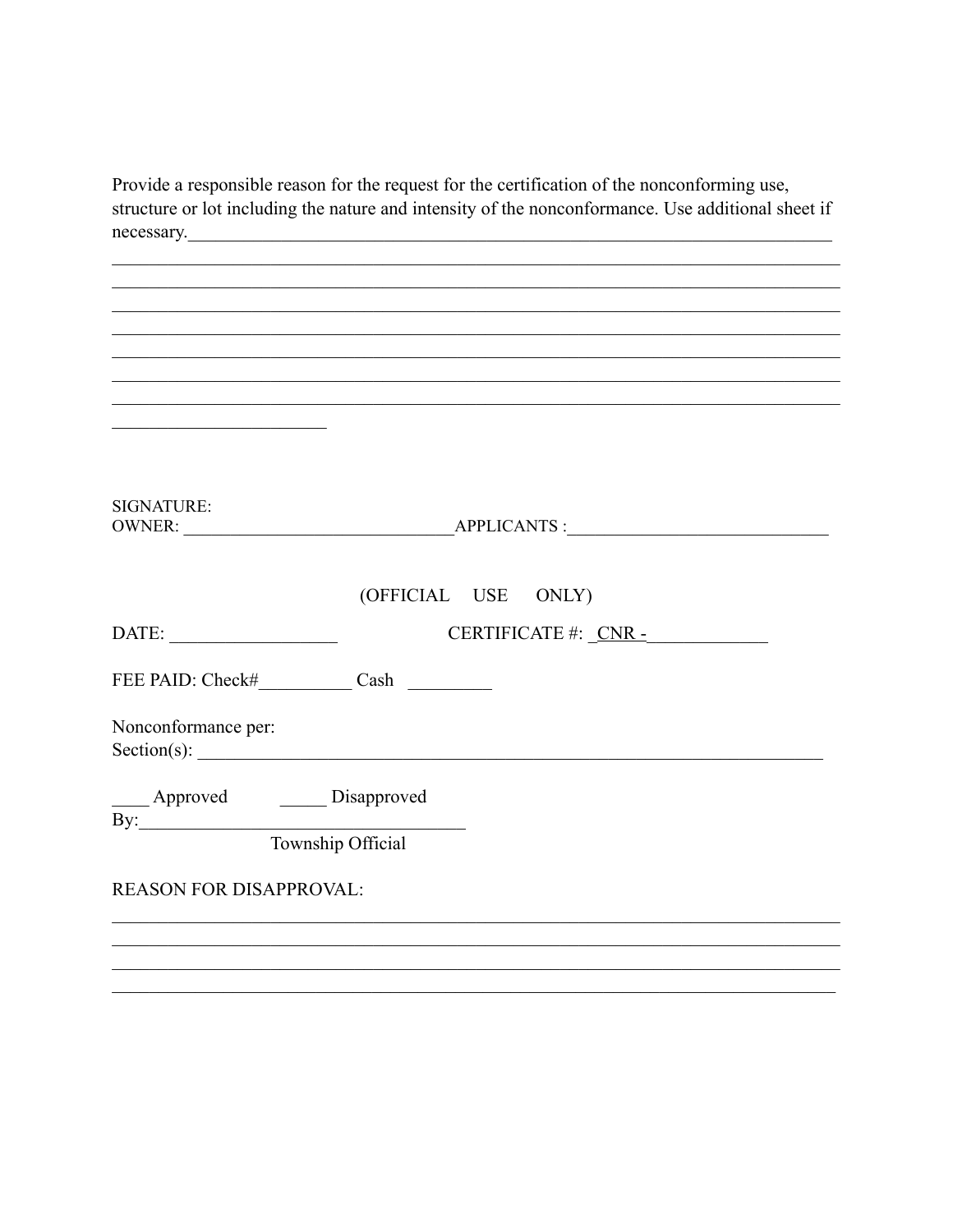Provide a responsible reason for the request for the certification of the nonconforming use, structure or lot including the nature and intensity of the nonconformance. Use additional sheet if necessary.___________________________________________________________________________

______________________________________________________________________________

______________________________________________________________________________

______________________________________________________________________________

______________________________________________________________________________

______________________________________________________________________________

______________________________________________________________________________

______________________________________________________________________________

________________________

SIGNATURE:
OWNER: ______________________________APPLICANTS :____________________________

(OFFICIAL USE ONLY)

DATE: __________________ CERTIFICATE #: _CNR -_____________

FEE PAID: Check#__________ Cash _________

Nonconformance per:
Section(s): ______________________________________________________________________

____ Approved _____ Disapproved
By:____________________________________
Township Official

REASON FOR DISAPPROVAL:

______________________________________________________________________________

______________________________________________________________________________

______________________________________________________________________________

______________________________________________________________________________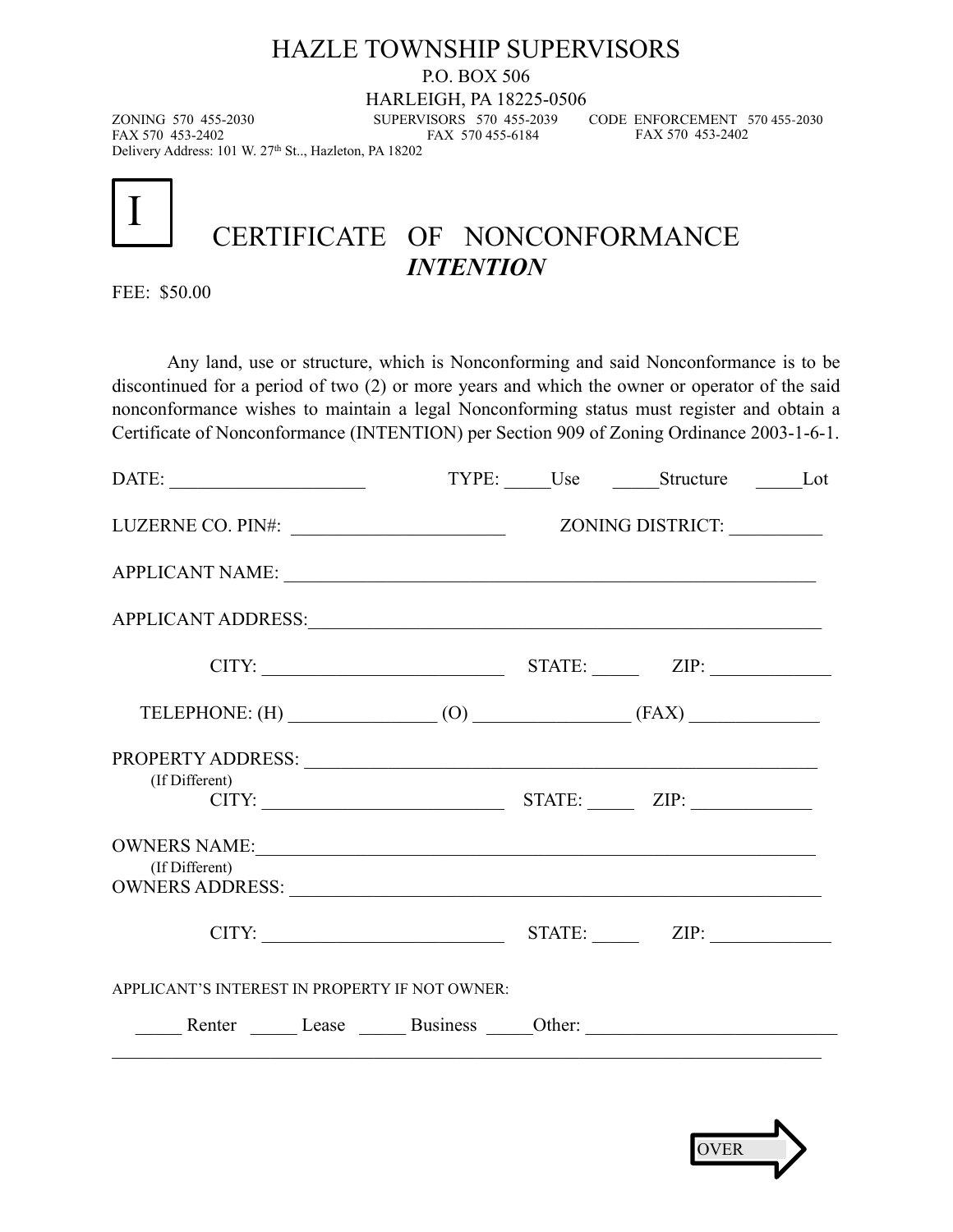# HAZLE TOWNSHIP SUPERVISORS

P.O. BOX 506

HARLEIGH, PA 18225-0506

ZONING 570 455-2030
FAX 570 453-2402
SUPERVISORS 570 455-2039
FAX 570 455-6184
CODE ENFORCEMENT 570 455-2030
FAX 570 453-2402

Delivery Address: 101 W. 27th St.., Hazleton, PA 18202

I

## CERTIFICATE OF NONCONFORMANCE

***INTENTION***

FEE: $50.00

Any land, use or structure, which is Nonconforming and said Nonconformance is to be discontinued for a period of two (2) or more years and which the owner or operator of the said nonconformance wishes to maintain a legal Nonconforming status must register and obtain a Certificate of Nonconformance (INTENTION) per Section 909 of Zoning Ordinance 2003-1-6-1.

DATE: ____________________ TYPE: _____Use _____Structure _____Lot

LUZERNE CO. PIN#: ______________________ ZONING DISTRICT: __________

APPLICANT NAME: ________________________________________________________

APPLICANT ADDRESS:______________________________________________________

CITY: _________________________ STATE: _____ ZIP: ____________

TELEPHONE: (H) _______________ (O) ________________ (FAX) _____________

PROPERTY ADDRESS: ______________________________________________________
(If Different)
CITY: _________________________ STATE: _____ ZIP: ____________

OWNERS NAME:___________________________________________________________
(If Different)
OWNERS ADDRESS: ________________________________________________________

CITY: _________________________ STATE: _____ ZIP: ____________

APPLICANT'S INTEREST IN PROPERTY IF NOT OWNER:

_____ Renter _____ Lease _____ Business _____Other: __________________________
_____________________________________________________________________________

OVER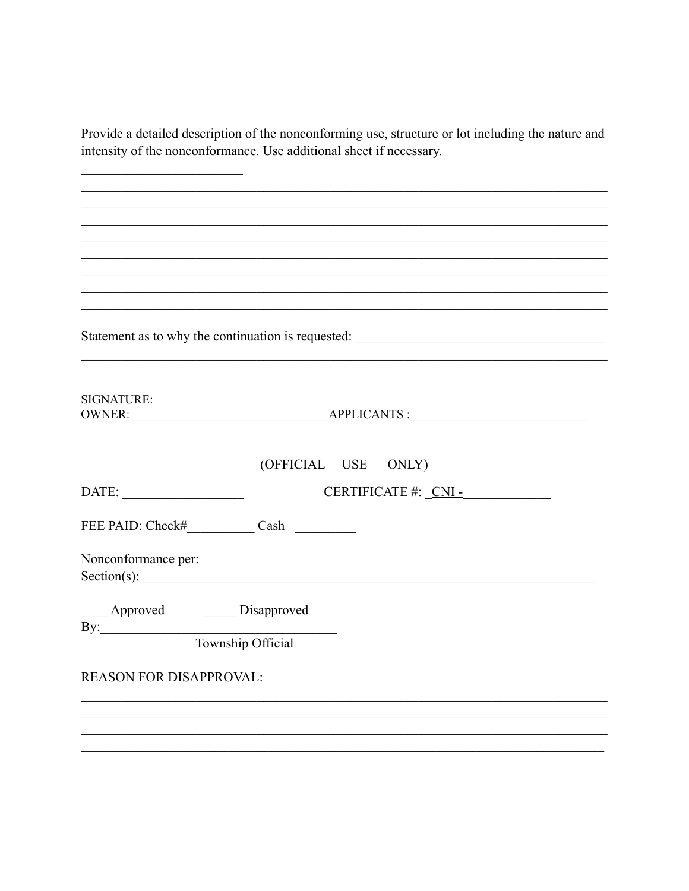Provide a detailed description of the nonconforming use, structure or lot including the nature and intensity of the nonconformance. Use additional sheet if necessary.

________________________

_______________________________________________________________________________

_______________________________________________________________________________

_______________________________________________________________________________

_______________________________________________________________________________

_______________________________________________________________________________

_______________________________________________________________________________

_______________________________________________________________________________

_______________________________________________________________________________

Statement as to why the continuation is requested: ____________________________________

_______________________________________________________________________________

SIGNATURE:
OWNER: ______________________________ APPLICANTS :__________________________

(OFFICIAL USE ONLY)

DATE: __________________ CERTIFICATE #: _CNI -____________

FEE PAID: Check#__________ Cash _________

Nonconformance per:
Section(s): ______________________________________________________________________

____ Approved _____ Disapproved
By:__________________________________
Township Official

REASON FOR DISAPPROVAL:

_______________________________________________________________________________

_______________________________________________________________________________

_______________________________________________________________________________

_______________________________________________________________________________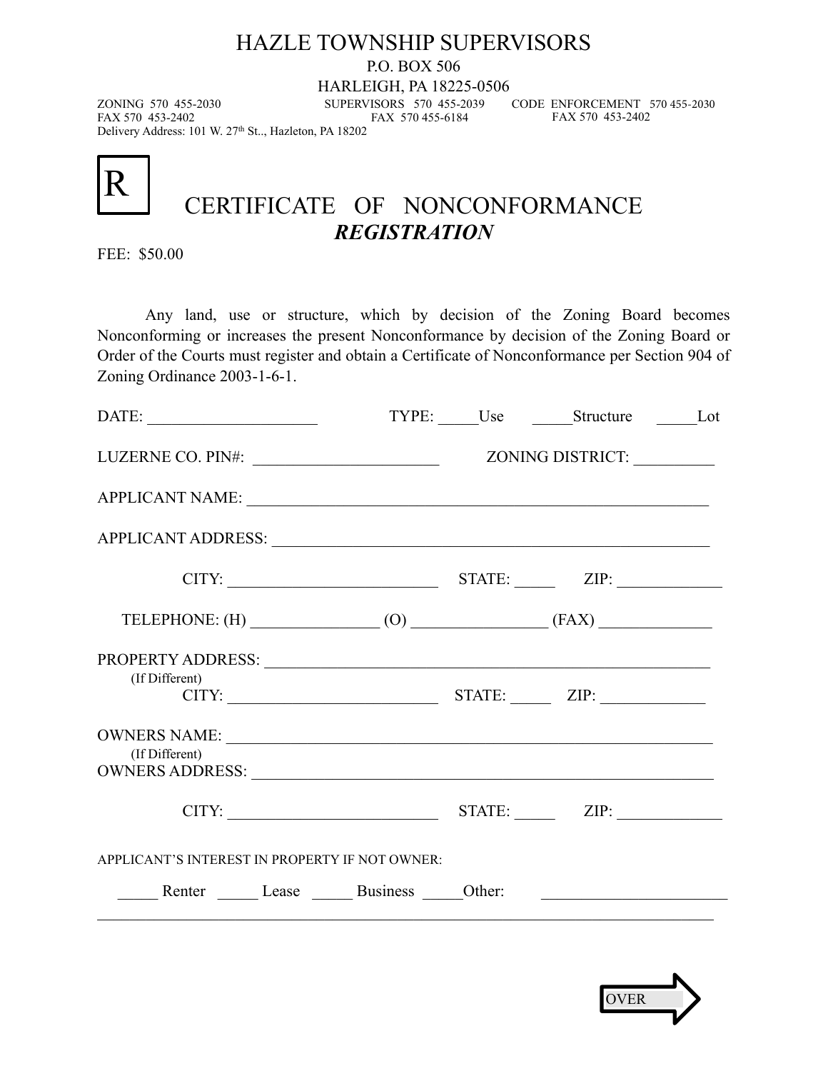# HAZLE TOWNSHIP SUPERVISORS

P.O. BOX 506

HARLEIGH, PA 18225-0506

ZONING 570 455-2030 SUPERVISORS 570 455-2039 CODE ENFORCEMENT 570 455-2030
FAX 570 453-2402 FAX 570 455-6184 FAX 570 453-2402
Delivery Address: 101 W. 27th St.., Hazleton, PA 18202

R

## CERTIFICATE OF NONCONFORMANCE

### *REGISTRATION*

FEE: $50.00

Any land, use or structure, which by decision of the Zoning Board becomes Nonconforming or increases the present Nonconformance by decision of the Zoning Board or Order of the Courts must register and obtain a Certificate of Nonconformance per Section 904 of Zoning Ordinance 2003-1-6-1.

DATE: ____________________ TYPE: _____Use _____Structure _____Lot

LUZERNE CO. PIN#: ______________________ ZONING DISTRICT: __________

APPLICANT NAME: ________________________________________________________

APPLICANT ADDRESS: _____________________________________________________

CITY: _________________________ STATE: _____ ZIP: ____________

TELEPHONE: (H) _______________ (O) ________________ (FAX) _____________

PROPERTY ADDRESS: _____________________________________________________
(If Different)
CITY: _________________________ STATE: _____ ZIP: ____________

OWNERS NAME: __________________________________________________________
(If Different)
OWNERS ADDRESS: _______________________________________________________

CITY: _________________________ STATE: _____ ZIP: ____________

APPLICANT'S INTEREST IN PROPERTY IF NOT OWNER:

_____ Renter _____ Lease _____ Business _____Other: ______________________

_______________________________________________________________________________

OVER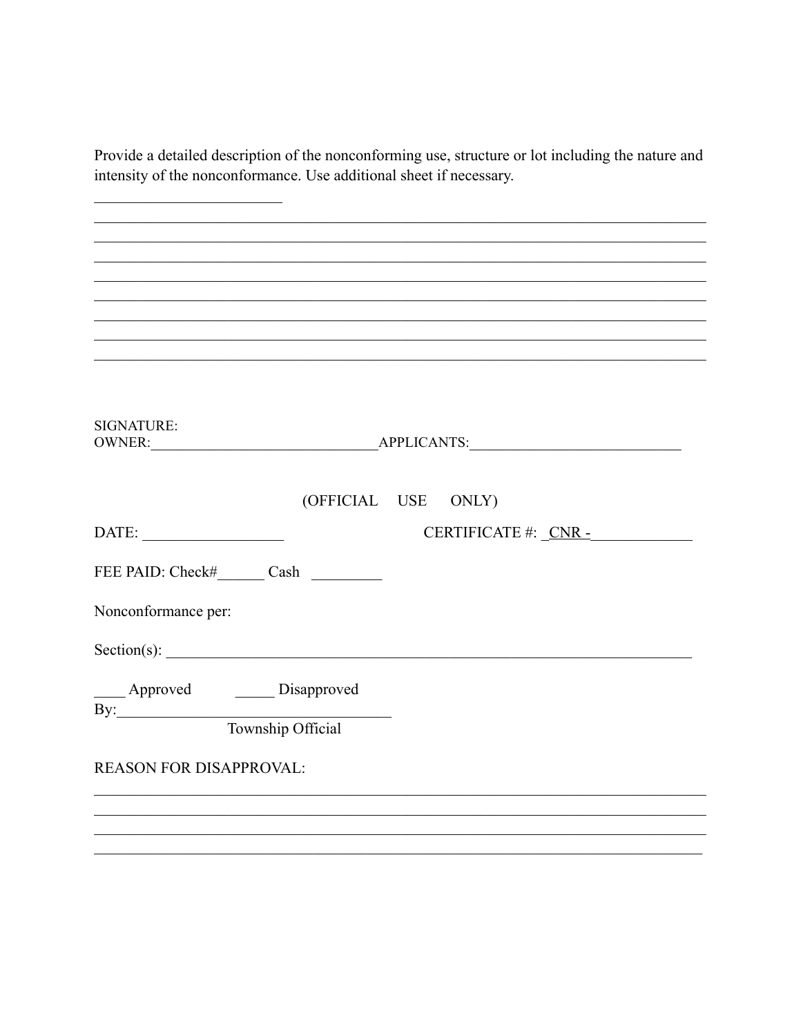Provide a detailed description of the nonconforming use, structure or lot including the nature and intensity of the nonconformance. Use additional sheet if necessary.

________________________

____________________________________________________________________________

____________________________________________________________________________

____________________________________________________________________________

____________________________________________________________________________

____________________________________________________________________________

____________________________________________________________________________

____________________________________________________________________________

____________________________________________________________________________

SIGNATURE:
OWNER:______________________________APPLICANTS:____________________________

(OFFICIAL USE ONLY)

DATE: _________________ CERTIFICATE #: _CNR -____________

FEE PAID: Check#______ Cash _________

Nonconformance per:

Section(s): ______________________________________________________________

____ Approved _____ Disapproved
By:__________________________________
Township Official

REASON FOR DISAPPROVAL:

____________________________________________________________________________

____________________________________________________________________________

____________________________________________________________________________

____________________________________________________________________________